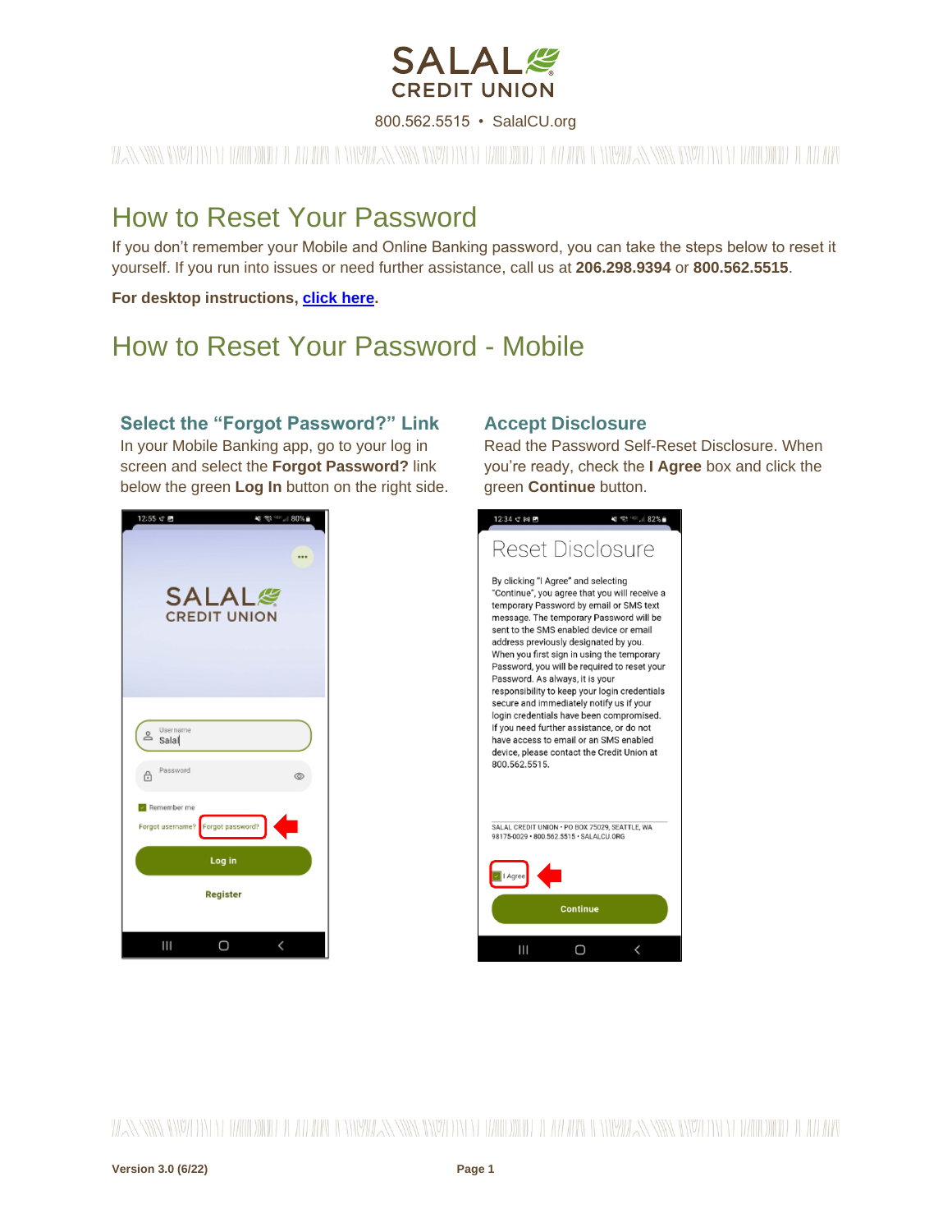# How to Reset Your Password

If you don't remember your Mobile and Online Banking password, you can take the steps below to reset it yourself. If you run into issues or need further assistance, call us at **206.298.9394** or **800.562.5515**.

**For desktop instructions, click here.**

# How to Reset Your Password - Mobile

### Select the "Forgot Password?" Link

In your Mobile Banking app, go to your log in screen and select the **Forgot Password?** link below the green **Log In** button on the right side.

### Accept Disclosure

Read the Password Self-Reset Disclosure. When you're ready, check the **I Agree** box and click the green **Continue** button.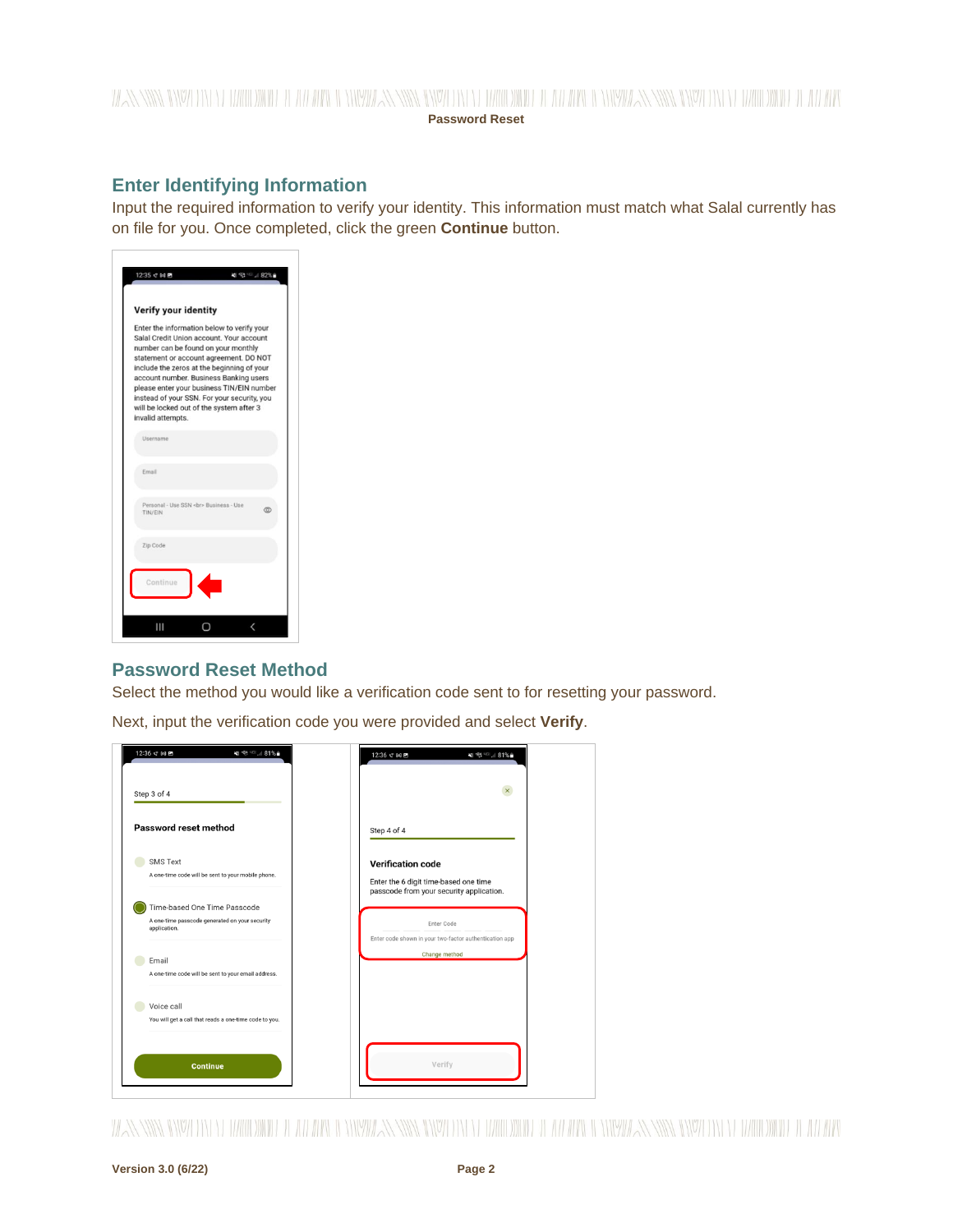## Enter Identifying Information

Input the required information to verify your identity. This information must match what Salal currently has on file for you. Once completed, click the green **Continue** button.

## Password Reset Method

Select the method you would like a verification code sent to for resetting your password.

Next, input the verification code you were provided and select **Verify**.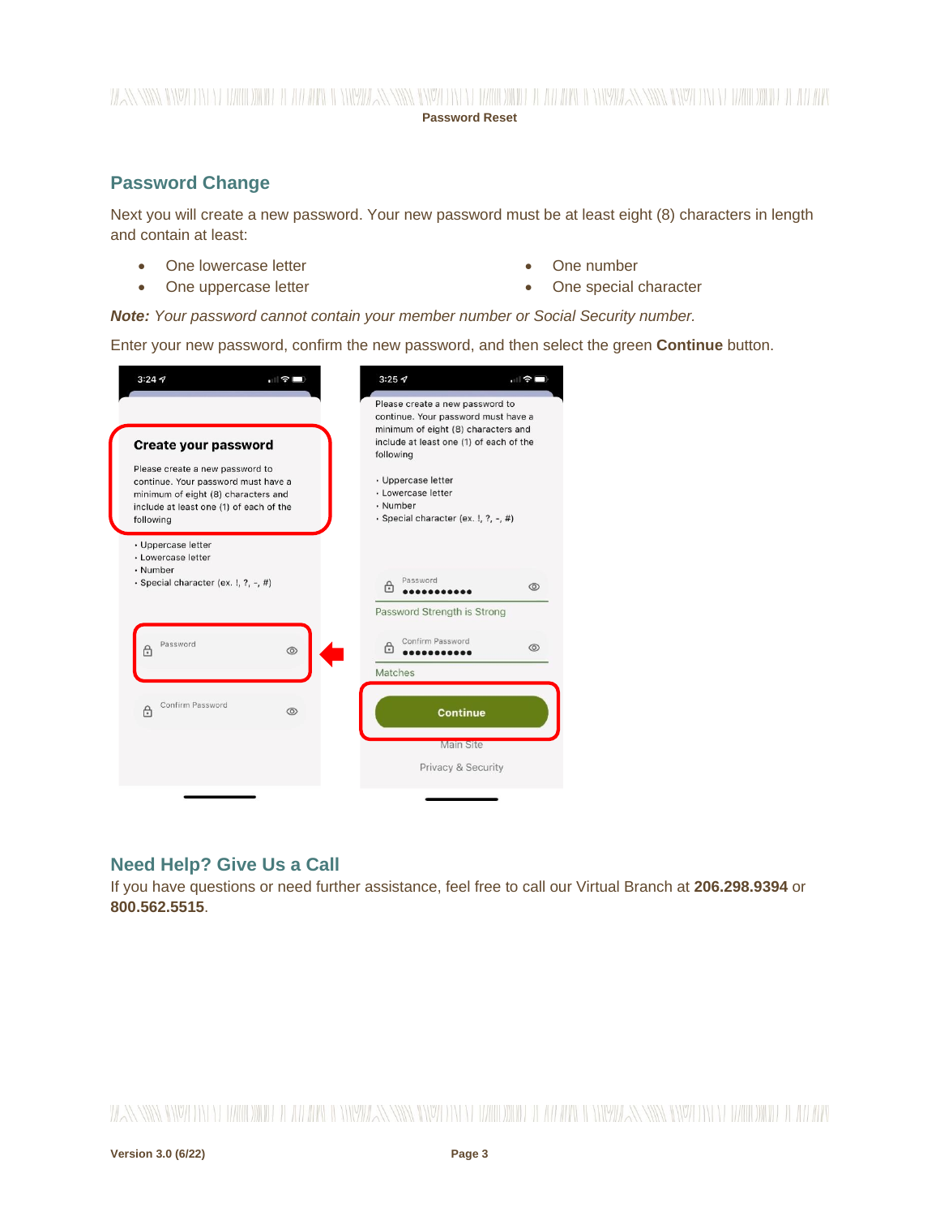## Password Change

Next you will create a new password. Your new password must be at least eight (8) characters in length and contain at least:

- One lowercase letter
- One uppercase letter
- One number
- One special character

***Note:*** *Your password cannot contain your member number or Social Security number.*

Enter your new password, confirm the new password, and then select the green **Continue** button.

## Need Help? Give Us a Call

If you have questions or need further assistance, feel free to call our Virtual Branch at **206.298.9394** or **800.562.5515**.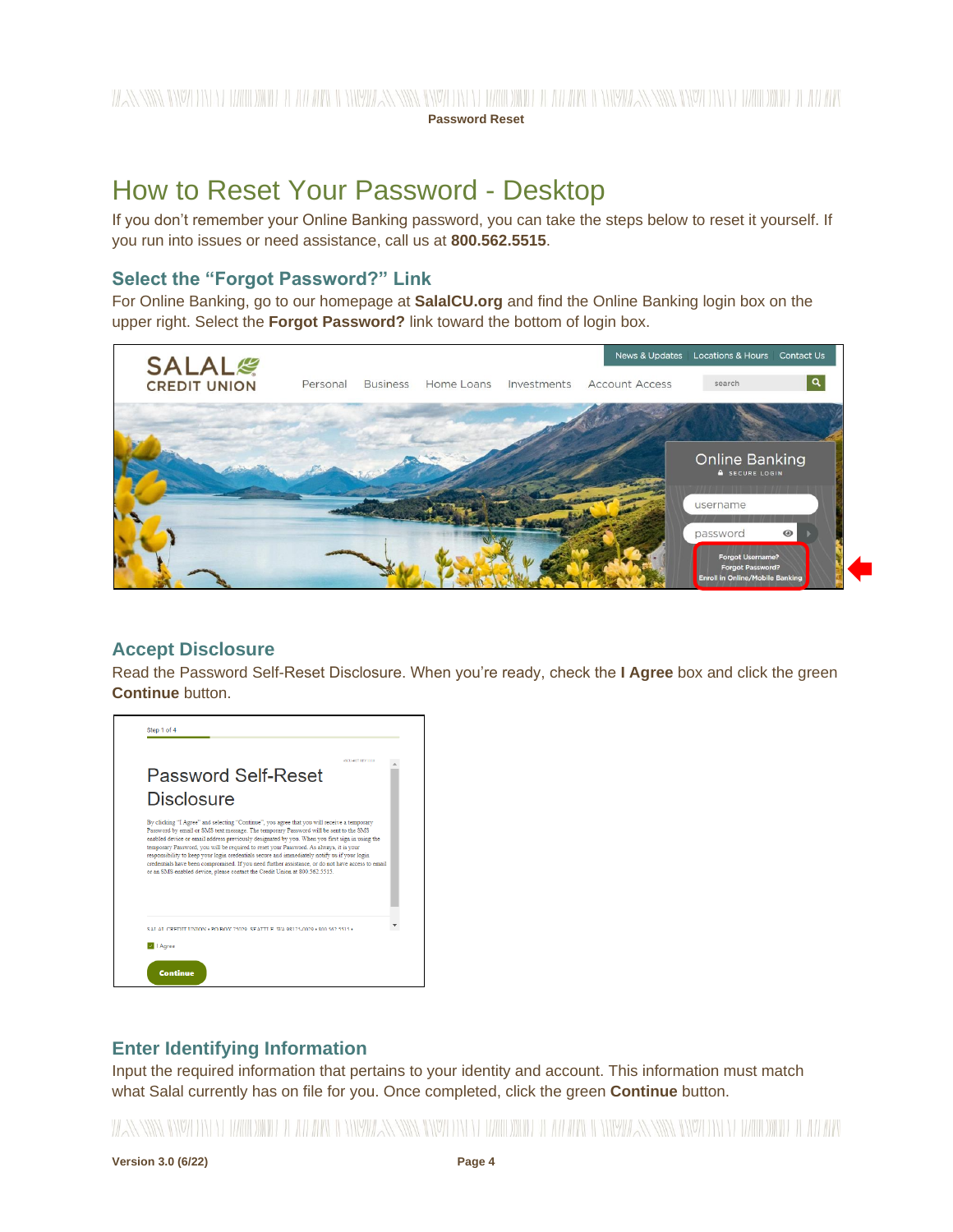# How to Reset Your Password - Desktop

If you don't remember your Online Banking password, you can take the steps below to reset it yourself. If you run into issues or need assistance, call us at **800.562.5515**.

## Select the "Forgot Password?" Link

For Online Banking, go to our homepage at **SalalCU.org** and find the Online Banking login box on the upper right. Select the **Forgot Password?** link toward the bottom of login box.

## Accept Disclosure

Read the Password Self-Reset Disclosure. When you're ready, check the **I Agree** box and click the green **Continue** button.

## Enter Identifying Information

Input the required information that pertains to your identity and account. This information must match what Salal currently has on file for you. Once completed, click the green **Continue** button.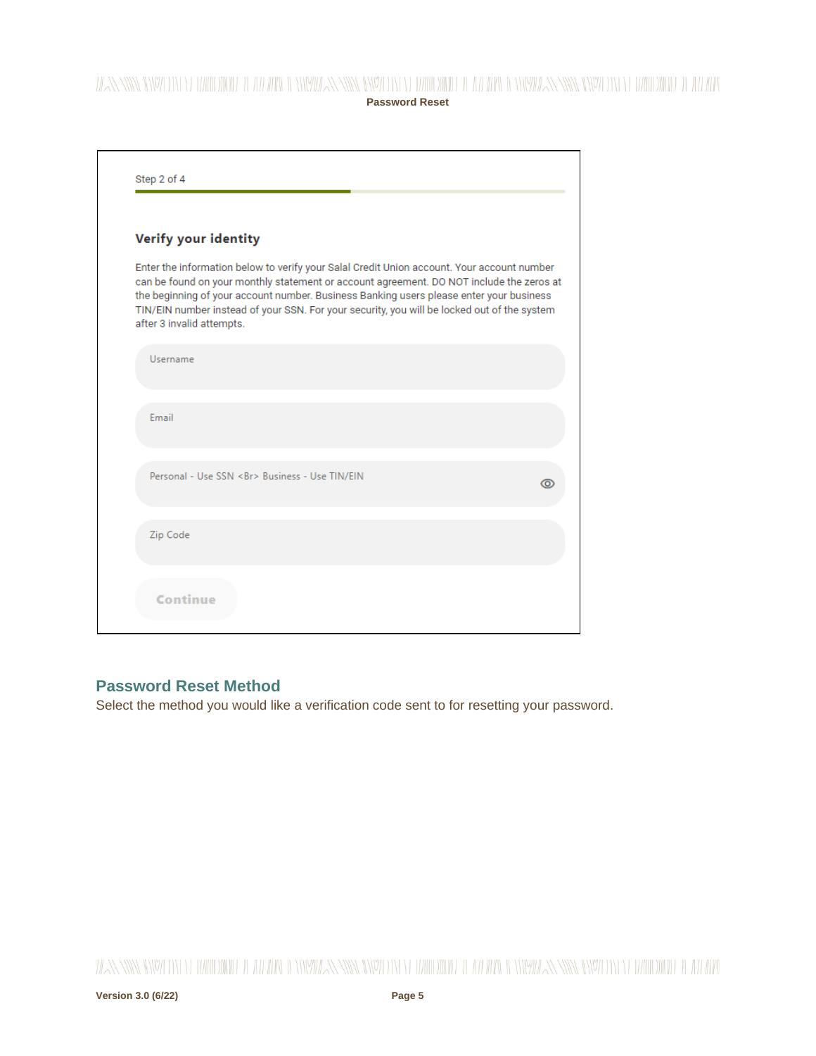Step 2 of 4

**Verify your identity**

Enter the information below to verify your Salal Credit Union account. Your account number can be found on your monthly statement or account agreement. DO NOT include the zeros at the beginning of your account number. Business Banking users please enter your business TIN/EIN number instead of your SSN. For your security, you will be locked out of the system after 3 invalid attempts.

Username

Email

Personal - Use SSN <Br> Business - Use TIN/EIN

Zip Code

Continue

## Password Reset Method

Select the method you would like a verification code sent to for resetting your password.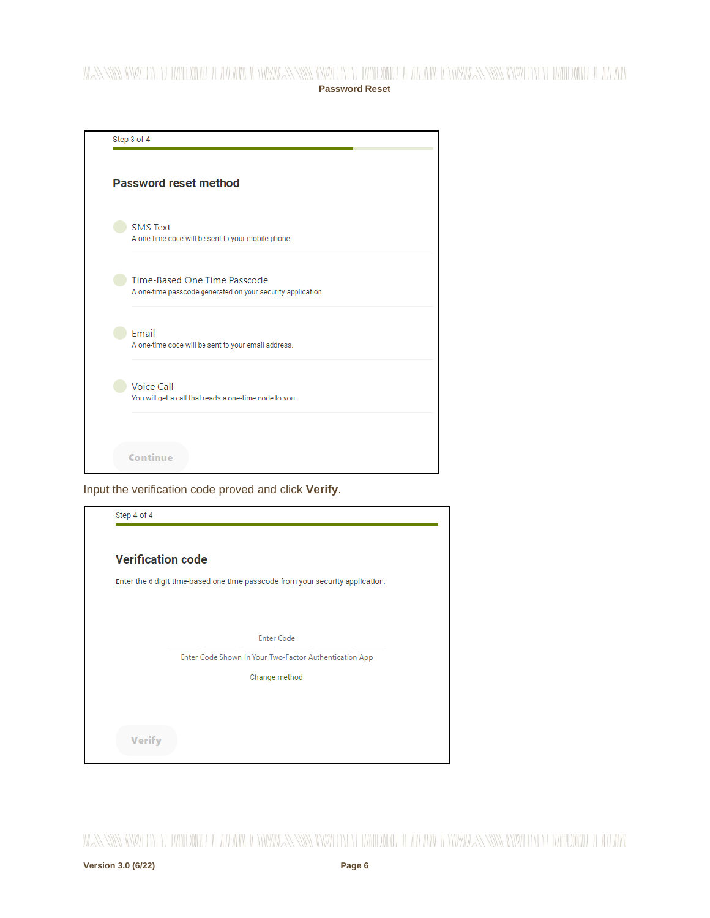Step 3 of 4

**Password reset method**

- SMS Text
  A one-time code will be sent to your mobile phone.
- Time-Based One Time Passcode
  A one-time passcode generated on your security application.
- Email
  A one-time code will be sent to your email address.
- Voice Call
  You will get a call that reads a one-time code to you.

Continue

Input the verification code proved and click **Verify**.

Step 4 of 4

**Verification code**

Enter the 6 digit time-based one time passcode from your security application.

Enter Code

Enter Code Shown In Your Two-Factor Authentication App

Change method

Verify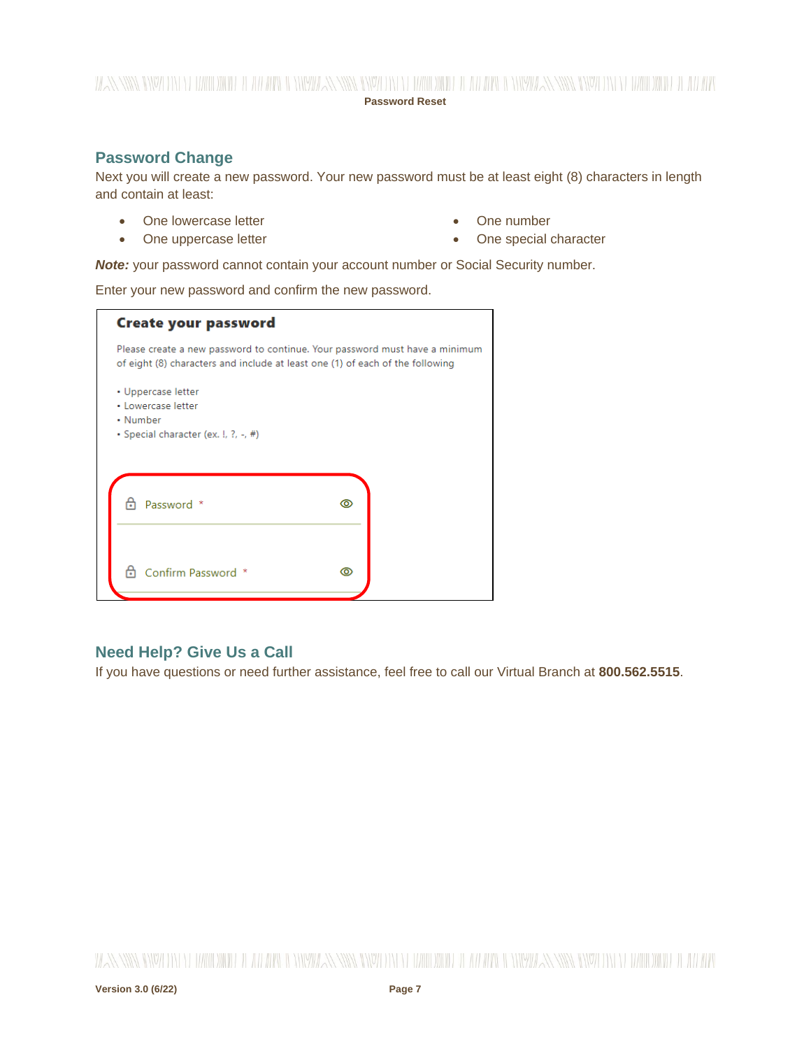## Password Change

Next you will create a new password. Your new password must be at least eight (8) characters in length and contain at least:

- One lowercase letter
- One uppercase letter
- One number
- One special character

***Note:*** your password cannot contain your account number or Social Security number.

Enter your new password and confirm the new password.

**Create your password**

Please create a new password to continue. Your password must have a minimum of eight (8) characters and include at least one (1) of each of the following

- Uppercase letter
- Lowercase letter
- Number
- Special character (ex. !, ?, -, #)

Password *

Confirm Password *

## Need Help? Give Us a Call

If you have questions or need further assistance, feel free to call our Virtual Branch at **800.562.5515**.

**Version 3.0 (6/22)**